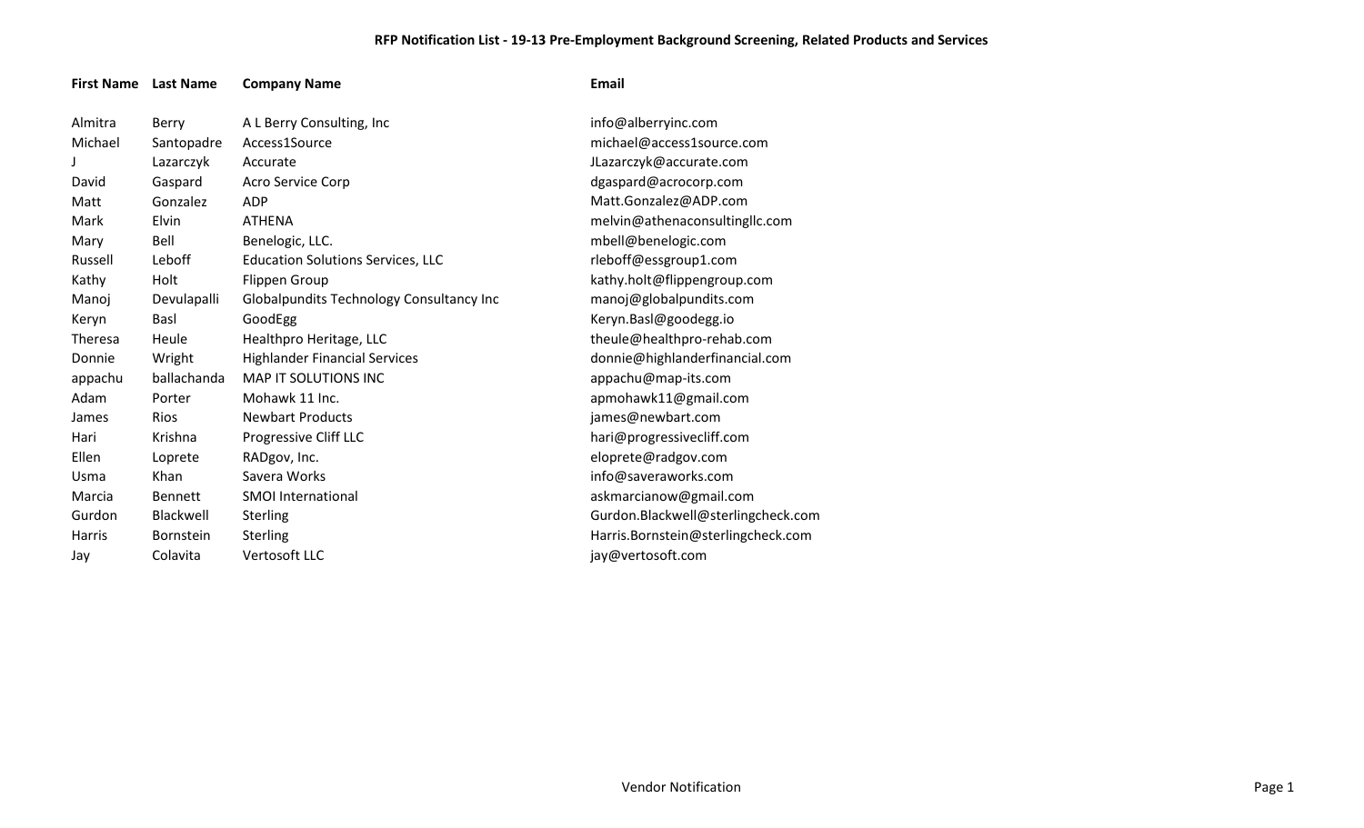## RFP Notification List - 19-13 Pre-Employment Background Screening, Related Products and Services

| First Name | Last Name | Company Name | Email |
|---|---|---|---|
| Almitra | Berry | A L Berry Consulting, Inc | info@alberryinc.com |
| Michael | Santopadre | Access1Source | michael@access1source.com |
| J | Lazarczyk | Accurate | JLazarczyk@accurate.com |
| David | Gaspard | Acro Service Corp | dgaspard@acrocorp.com |
| Matt | Gonzalez | ADP | Matt.Gonzalez@ADP.com |
| Mark | Elvin | ATHENA | melvin@athenaconsultingllc.com |
| Mary | Bell | Benelogic, LLC. | mbell@benelogic.com |
| Russell | Leboff | Education Solutions Services, LLC | rleboff@essgroup1.com |
| Kathy | Holt | Flippen Group | kathy.holt@flippengroup.com |
| Manoj | Devulapalli | Globalpundits Technology Consultancy Inc | manoj@globalpundits.com |
| Keryn | Basl | GoodEgg | Keryn.Basl@goodegg.io |
| Theresa | Heule | Healthpro Heritage, LLC | theule@healthpro-rehab.com |
| Donnie | Wright | Highlander Financial Services | donnie@highlanderfinancial.com |
| appachu | ballachanda | MAP IT SOLUTIONS INC | appachu@map-its.com |
| Adam | Porter | Mohawk 11 Inc. | apmohawk11@gmail.com |
| James | Rios | Newbart Products | james@newbart.com |
| Hari | Krishna | Progressive Cliff LLC | hari@progressivecliff.com |
| Ellen | Loprete | RADgov, Inc. | eloprete@radgov.com |
| Usma | Khan | Savera Works | info@saveraworks.com |
| Marcia | Bennett | SMOI International | askmarcianow@gmail.com |
| Gurdon | Blackwell | Sterling | Gurdon.Blackwell@sterlingcheck.com |
| Harris | Bornstein | Sterling | Harris.Bornstein@sterlingcheck.com |
| Jay | Colavita | Vertosoft LLC | jay@vertosoft.com |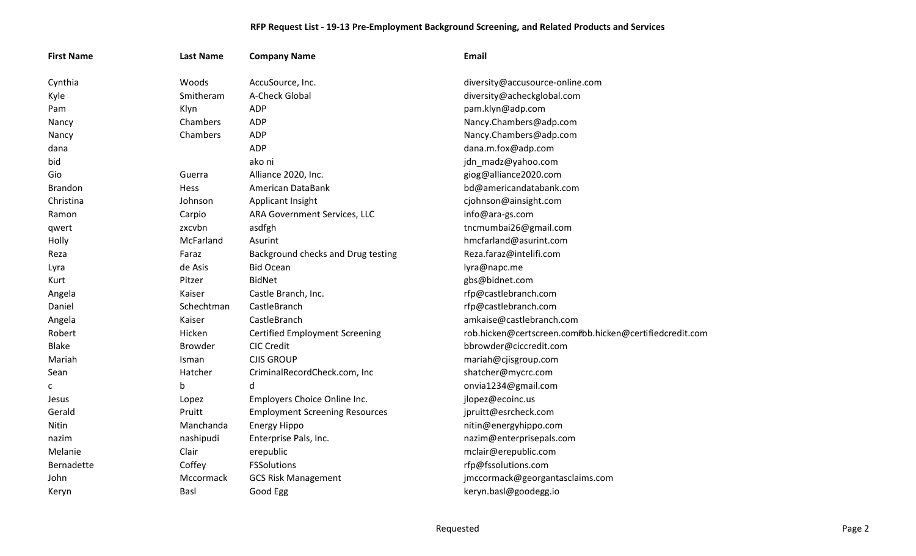## RFP Request List - 19-13 Pre-Employment Background Screening, and Related Products and Services

| First Name | Last Name | Company Name | Email |
|---|---|---|---|
| Cynthia | Woods | AccuSource, Inc. | diversity@accusource-online.com |
| Kyle | Smitheram | A-Check Global | diversity@acheckglobal.com |
| Pam | Klyn | ADP | pam.klyn@adp.com |
| Nancy | Chambers | ADP | Nancy.Chambers@adp.com |
| Nancy | Chambers | ADP | Nancy.Chambers@adp.com |
| dana | | ADP | dana.m.fox@adp.com |
| bid | | ako ni | jdn_madz@yahoo.com |
| Gio | Guerra | Alliance 2020, Inc. | giog@alliance2020.com |
| Brandon | Hess | American DataBank | bd@americandatabank.com |
| Christina | Johnson | Applicant Insight | cjohnson@ainsight.com |
| Ramon | Carpio | ARA Government Services, LLC | info@ara-gs.com |
| qwert | zxcvbn | asdfgh | tncmumbai26@gmail.com |
| Holly | McFarland | Asurint | hmcfarland@asurint.com |
| Reza | Faraz | Background checks and Drug testing | Reza.faraz@intelifi.com |
| Lyra | de Asis | Bid Ocean | lyra@napc.me |
| Kurt | Pitzer | BidNet | gbs@bidnet.com |
| Angela | Kaiser | Castle Branch, Inc. | rfp@castlebranch.com |
| Daniel | Schechtman | CastleBranch | rfp@castlebranch.com |
| Angela | Kaiser | CastleBranch | amkaise@castlebranch.com |
| Robert | Hicken | Certified Employment Screening | rob.hicken@certscreen.comrob.hicken@certifiedcredit.com |
| Blake | Browder | CIC Credit | bbrowder@ciccredit.com |
| Mariah | Isman | CJIS GROUP | mariah@cjisgroup.com |
| Sean | Hatcher | CriminalRecordCheck.com, Inc | shatcher@mycrc.com |
| c | b | d | onvia1234@gmail.com |
| Jesus | Lopez | Employers Choice Online Inc. | jlopez@ecoinc.us |
| Gerald | Pruitt | Employment Screening Resources | jpruitt@esrcheck.com |
| Nitin | Manchanda | Energy Hippo | nitin@energyhippo.com |
| nazim | nashipudi | Enterprise Pals, Inc. | nazim@enterprisepals.com |
| Melanie | Clair | erepublic | mclair@erepublic.com |
| Bernadette | Coffey | FSSolutions | rfp@fssolutions.com |
| John | Mccormack | GCS Risk Management | jmccormack@georgantasclaims.com |
| Keryn | Basl | Good Egg | keryn.basl@goodegg.io |

Requested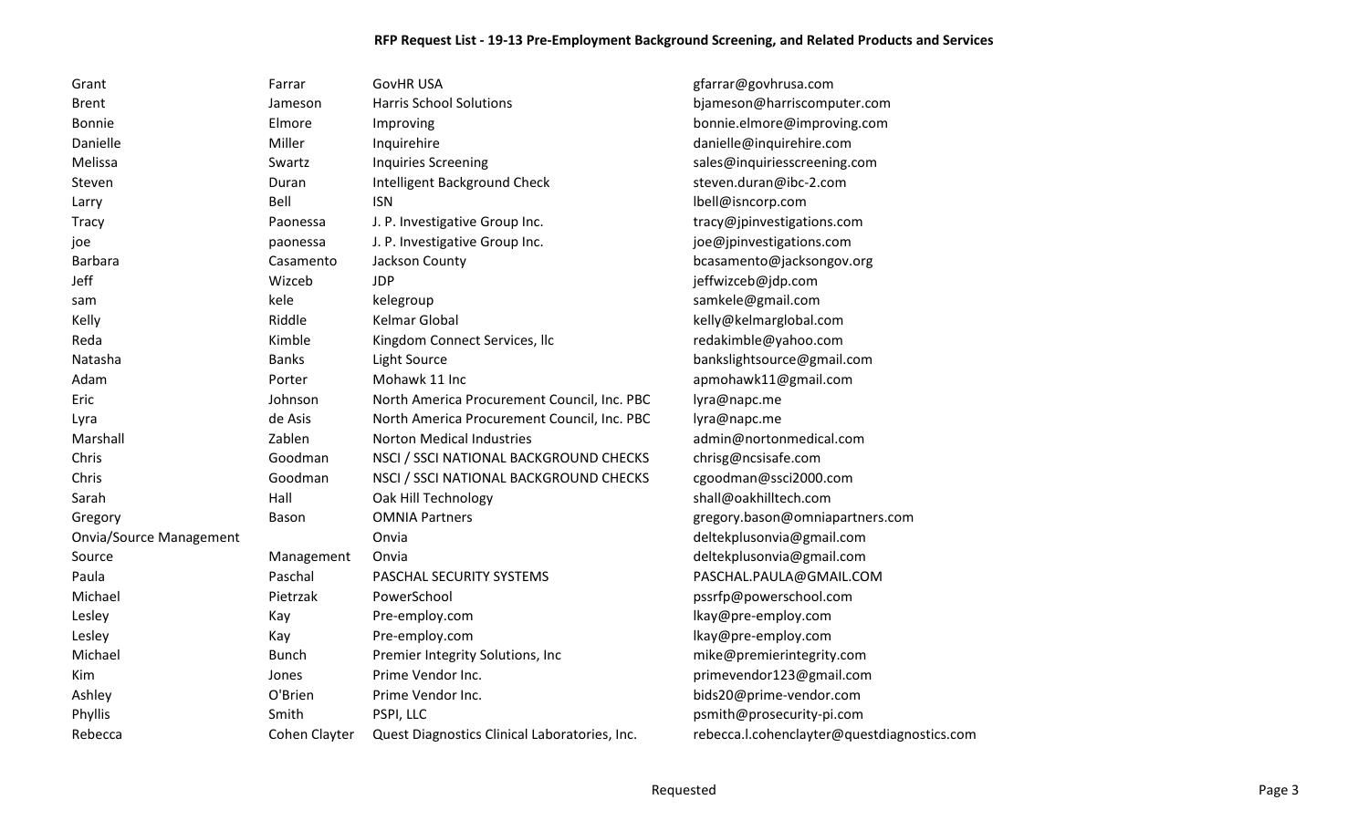## RFP Request List - 19-13 Pre-Employment Background Screening, and Related Products and Services

| | | | |
|---|---|---|---|
| Grant | Farrar | GovHR USA | gfarrar@govhrusa.com |
| Brent | Jameson | Harris School Solutions | bjameson@harriscomputer.com |
| Bonnie | Elmore | Improving | bonnie.elmore@improving.com |
| Danielle | Miller | Inquirehire | danielle@inquirehire.com |
| Melissa | Swartz | Inquiries Screening | sales@inquiriesscreening.com |
| Steven | Duran | Intelligent Background Check | steven.duran@ibc-2.com |
| Larry | Bell | ISN | lbell@isncorp.com |
| Tracy | Paonessa | J. P. Investigative Group Inc. | tracy@jpinvestigations.com |
| joe | paonessa | J. P. Investigative Group Inc. | joe@jpinvestigations.com |
| Barbara | Casamento | Jackson County | bcasamento@jacksongov.org |
| Jeff | Wizceb | JDP | jeffwizceb@jdp.com |
| sam | kele | kelegroup | samkele@gmail.com |
| Kelly | Riddle | Kelmar Global | kelly@kelmarglobal.com |
| Reda | Kimble | Kingdom Connect Services, llc | redakimble@yahoo.com |
| Natasha | Banks | Light Source | bankslightsource@gmail.com |
| Adam | Porter | Mohawk 11 Inc | apmohawk11@gmail.com |
| Eric | Johnson | North America Procurement Council, Inc. PBC | lyra@napc.me |
| Lyra | de Asis | North America Procurement Council, Inc. PBC | lyra@napc.me |
| Marshall | Zablen | Norton Medical Industries | admin@nortonmedical.com |
| Chris | Goodman | NSCI / SSCI NATIONAL BACKGROUND CHECKS | chrisg@ncsisafe.com |
| Chris | Goodman | NSCI / SSCI NATIONAL BACKGROUND CHECKS | cgoodman@ssci2000.com |
| Sarah | Hall | Oak Hill Technology | shall@oakhilltech.com |
| Gregory | Bason | OMNIA Partners | gregory.bason@omniapartners.com |
| Onvia/Source Management | | Onvia | deltekplusonvia@gmail.com |
| Source | Management | Onvia | deltekplusonvia@gmail.com |
| Paula | Paschal | PASCHAL SECURITY SYSTEMS | PASCHAL.PAULA@GMAIL.COM |
| Michael | Pietrzak | PowerSchool | pssrfp@powerschool.com |
| Lesley | Kay | Pre-employ.com | lkay@pre-employ.com |
| Lesley | Kay | Pre-employ.com | lkay@pre-employ.com |
| Michael | Bunch | Premier Integrity Solutions, Inc | mike@premierintegrity.com |
| Kim | Jones | Prime Vendor Inc. | primevendor123@gmail.com |
| Ashley | O'Brien | Prime Vendor Inc. | bids20@prime-vendor.com |
| Phyllis | Smith | PSPI, LLC | psmith@prosecurity-pi.com |
| Rebecca | Cohen Clayter | Quest Diagnostics Clinical Laboratories, Inc. | rebecca.l.cohenclayter@questdiagnostics.com |

Requested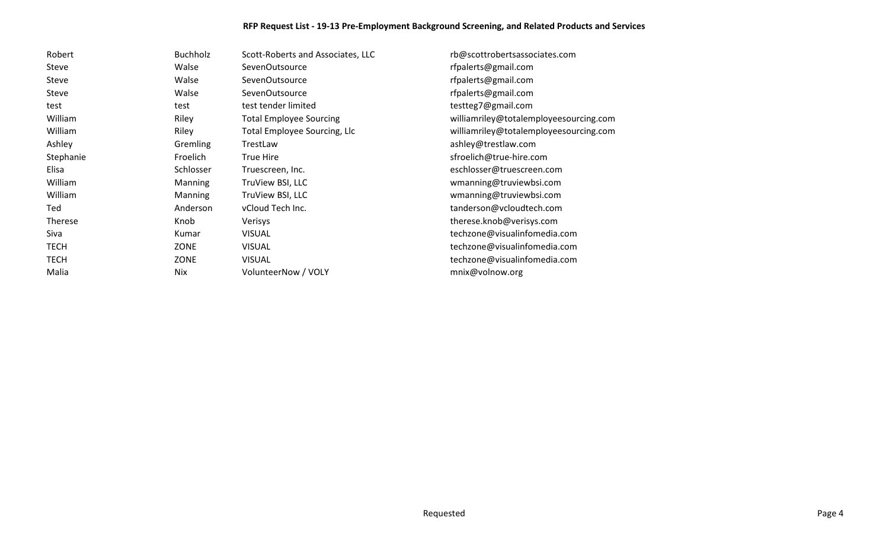**RFP Request List - 19-13 Pre-Employment Background Screening, and Related Products and Services**

| | | | |
|---|---|---|---|
| Robert | Buchholz | Scott-Roberts and Associates, LLC | rb@scottrobertsassociates.com |
| Steve | Walse | SevenOutsource | rfpalerts@gmail.com |
| Steve | Walse | SevenOutsource | rfpalerts@gmail.com |
| Steve | Walse | SevenOutsource | rfpalerts@gmail.com |
| test | test | test tender limited | testteg7@gmail.com |
| William | Riley | Total Employee Sourcing | williamriley@totalemployeesourcing.com |
| William | Riley | Total Employee Sourcing, Llc | williamriley@totalemployeesourcing.com |
| Ashley | Gremling | TrestLaw | ashley@trestlaw.com |
| Stephanie | Froelich | True Hire | sfroelich@true-hire.com |
| Elisa | Schlosser | Truescreen, Inc. | eschlosser@truescreen.com |
| William | Manning | TruView BSI, LLC | wmanning@truviewbsi.com |
| William | Manning | TruView BSI, LLC | wmanning@truviewbsi.com |
| Ted | Anderson | vCloud Tech Inc. | tanderson@vcloudtech.com |
| Therese | Knob | Verisys | therese.knob@verisys.com |
| Siva | Kumar | VISUAL | techzone@visualinfomedia.com |
| TECH | ZONE | VISUAL | techzone@visualinfomedia.com |
| TECH | ZONE | VISUAL | techzone@visualinfomedia.com |
| Malia | Nix | VolunteerNow / VOLY | mnix@volnow.org |

Requested